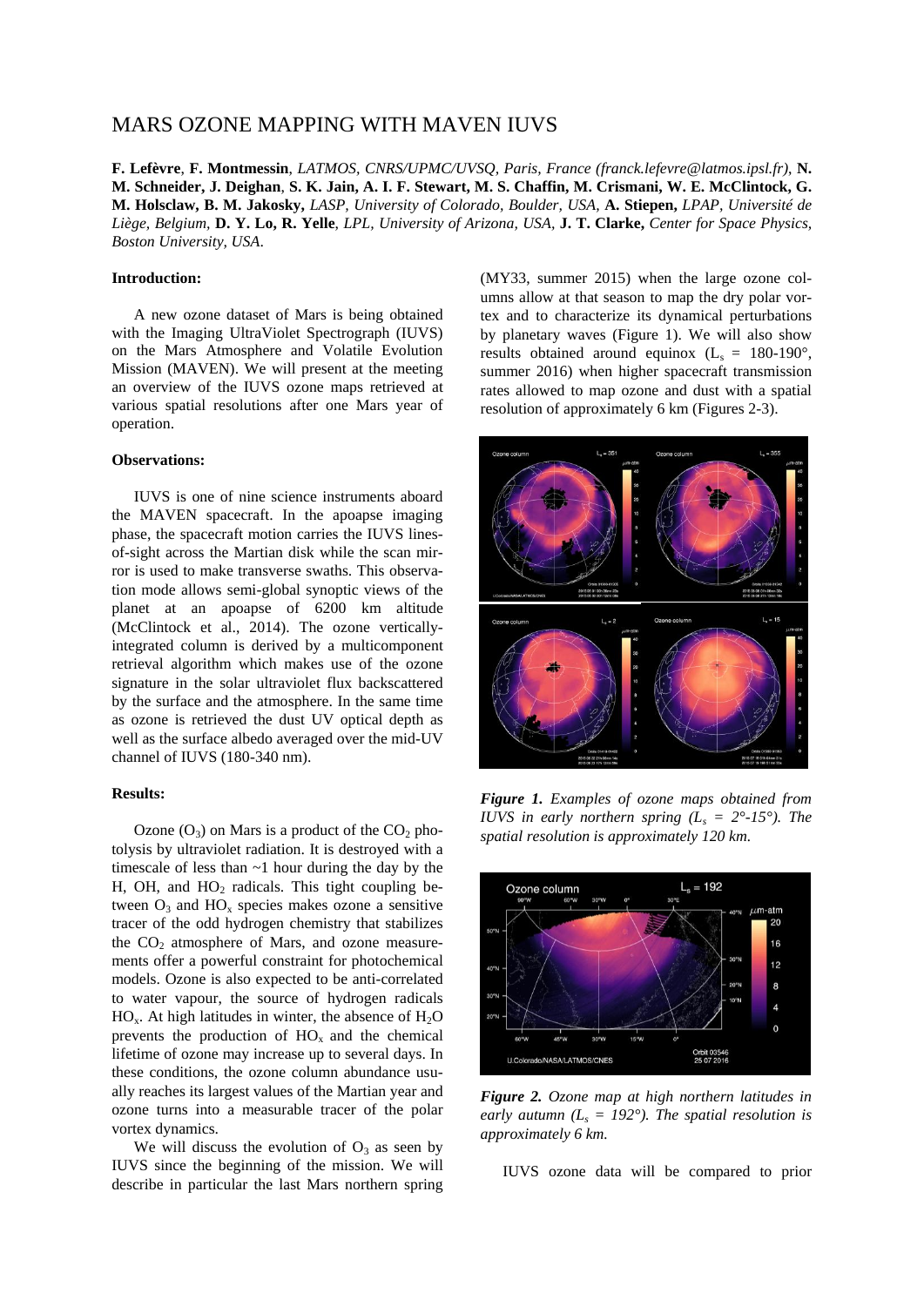# MARS OZONE MAPPING WITH MAVEN IUVS

**F. Lefèvre**, **F. Montmessin**, *LATMOS, CNRS/UPMC/UVSQ, Paris, France (franck.lefevre@latmos.ipsl.fr)*, **N. M. Schneider, J. Deighan**, **S. K. Jain, A. I. F. Stewart, M. S. Chaffin, M. Crismani, W. E. McClintock, G. M. Holsclaw, B. M. Jakosky,** *LASP, University of Colorado, Boulder, USA,* **A. Stiepen,** *LPAP, Université de Liège, Belgium,* **D. Y. Lo, R. Yelle**, *LPL, University of Arizona, USA,* **J. T. Clarke,** *Center for Space Physics, Boston University, USA*.

**Introduction:**

A new ozone dataset of Mars is being obtained with the Imaging UltraViolet Spectrograph (IUVS) on the Mars Atmosphere and Volatile Evolution Mission (MAVEN). We will present at the meeting an overview of the IUVS ozone maps retrieved at various spatial resolutions after one Mars year of operation.

**Observations:**

IUVS is one of nine science instruments aboard the MAVEN spacecraft. In the apoapse imaging phase, the spacecraft motion carries the IUVS lines-of-sight across the Martian disk while the scan mirror is used to make transverse swaths. This observation mode allows semi-global synoptic views of the planet at an apoapse of 6200 km altitude (McClintock et al., 2014). The ozone vertically-integrated column is derived by a multicomponent retrieval algorithm which makes use of the ozone signature in the solar ultraviolet flux backscattered by the surface and the atmosphere. In the same time as ozone is retrieved the dust UV optical depth as well as the surface albedo averaged over the mid-UV channel of IUVS (180-340 nm).

**Results:**

Ozone ($O_3$) on Mars is a product of the $CO_2$ photolysis by ultraviolet radiation. It is destroyed with a timescale of less than ~1 hour during the day by the H, OH, and $HO_2$ radicals. This tight coupling between $O_3$ and $HO_x$ species makes ozone a sensitive tracer of the odd hydrogen chemistry that stabilizes the $CO_2$ atmosphere of Mars, and ozone measurements offer a powerful constraint for photochemical models. Ozone is also expected to be anti-correlated to water vapour, the source of hydrogen radicals $HO_x$. At high latitudes in winter, the absence of $H_2O$ prevents the production of $HO_x$ and the chemical lifetime of ozone may increase up to several days. In these conditions, the ozone column abundance usually reaches its largest values of the Martian year and ozone turns into a measurable tracer of the polar vortex dynamics.

We will discuss the evolution of $O_3$ as seen by IUVS since the beginning of the mission. We will describe in particular the last Mars northern spring (MY33, summer 2015) when the large ozone columns allow at that season to map the dry polar vortex and to characterize its dynamical perturbations by planetary waves (Figure 1). We will also show results obtained around equinox ($L_s$ = 180-190°, summer 2016) when higher spacecraft transmission rates allowed to map ozone and dust with a spatial resolution of approximately 6 km (Figures 2-3).

***Figure 1.*** *Examples of ozone maps obtained from IUVS in early northern spring ($L_s$ = 2°-15°). The spatial resolution is approximately 120 km.*

***Figure 2.*** *Ozone map at high northern latitudes in early autumn ($L_s$ = 192°). The spatial resolution is approximately 6 km.*

IUVS ozone data will be compared to prior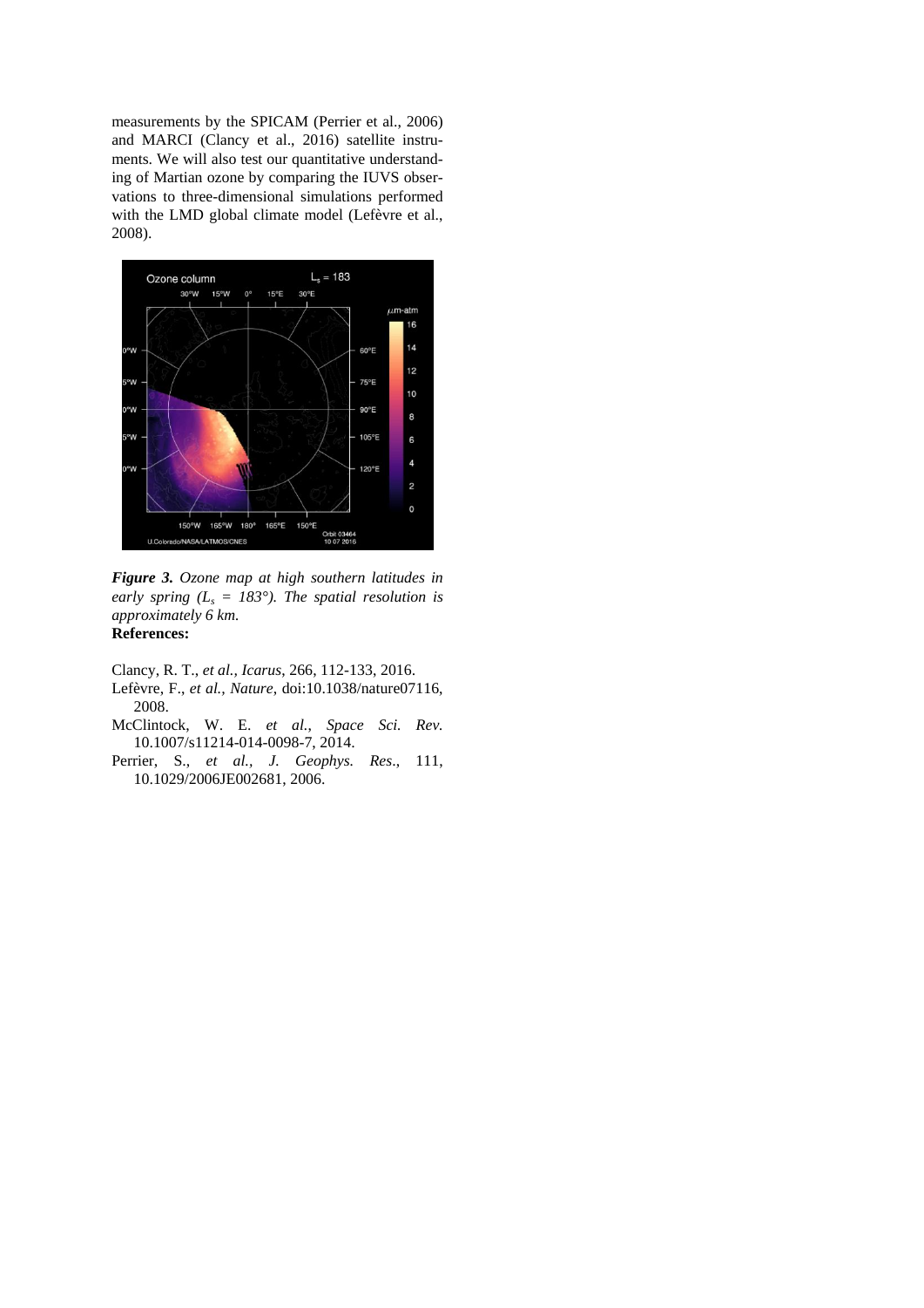measurements by the SPICAM (Perrier et al., 2006) and MARCI (Clancy et al., 2016) satellite instruments. We will also test our quantitative understanding of Martian ozone by comparing the IUVS observations to three-dimensional simulations performed with the LMD global climate model (Lefèvre et al., 2008).

Ozone column

$L_s$ = 183

30°W 15°W 0° 15°E 30°E

μm-atm

16
14
12
10
8
6
4
2
0

0°W
5°W
0°W
5°W
0°W

60°E
75°E
90°E
105°E
120°E

150°W 165°W 180° 165°E 150°E

Orbit 03464
10 07 2016

U.Colorado/NASA/LATMOS/CNES

***Figure 3.*** *Ozone map at high southern latitudes in early spring ($L_s$ = 183°). The spatial resolution is approximately 6 km.*

**References:**

Clancy, R. T., *et al.*, *Icarus*, 266, 112-133, 2016.

Lefèvre, F., *et al.*, *Nature*, doi:10.1038/nature07116, 2008.

McClintock, W. E. *et al.*, *Space Sci. Rev.* 10.1007/s11214-014-0098-7, 2014.

Perrier, S., *et al.*, *J. Geophys. Res*., 111, 10.1029/2006JE002681, 2006.